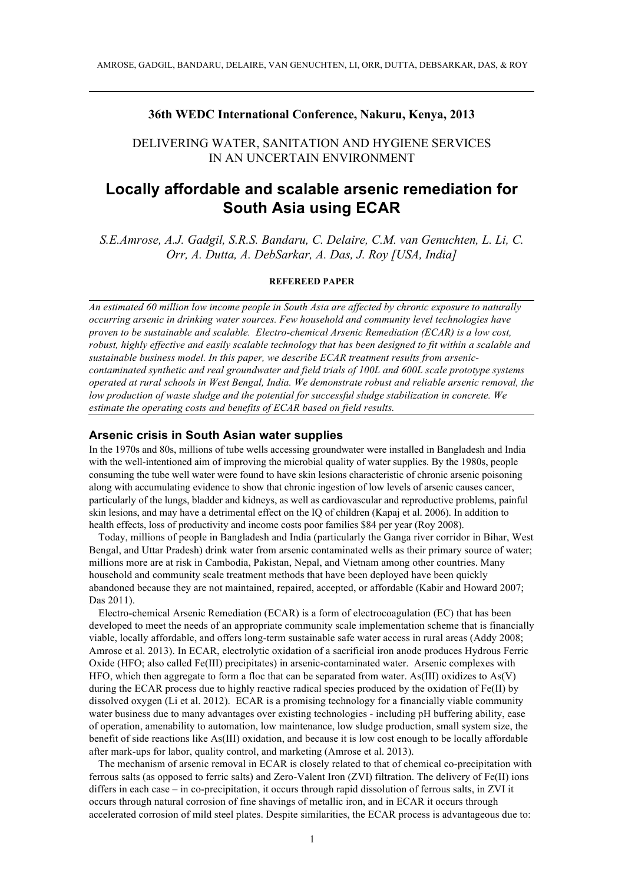**36th WEDC International Conference, Nakuru, Kenya, 2013**

DELIVERING WATER, SANITATION AND HYGIENE SERVICES IN AN UNCERTAIN ENVIRONMENT

# Locally affordable and scalable arsenic remediation for South Asia using ECAR

*S.E.Amrose, A.J. Gadgil, S.R.S. Bandaru, C. Delaire, C.M. van Genuchten, L. Li, C. Orr, A. Dutta, A. DebSarkar, A. Das, J. Roy [USA, India]*

**REFEREED PAPER**

*An estimated 60 million low income people in South Asia are affected by chronic exposure to naturally occurring arsenic in drinking water sources. Few household and community level technologies have proven to be sustainable and scalable. Electro-chemical Arsenic Remediation (ECAR) is a low cost, robust, highly effective and easily scalable technology that has been designed to fit within a scalable and sustainable business model. In this paper, we describe ECAR treatment results from arsenic-contaminated synthetic and real groundwater and field trials of 100L and 600L scale prototype systems operated at rural schools in West Bengal, India. We demonstrate robust and reliable arsenic removal, the low production of waste sludge and the potential for successful sludge stabilization in concrete. We estimate the operating costs and benefits of ECAR based on field results.*

## Arsenic crisis in South Asian water supplies

In the 1970s and 80s, millions of tube wells accessing groundwater were installed in Bangladesh and India with the well-intentioned aim of improving the microbial quality of water supplies. By the 1980s, people consuming the tube well water were found to have skin lesions characteristic of chronic arsenic poisoning along with accumulating evidence to show that chronic ingestion of low levels of arsenic causes cancer, particularly of the lungs, bladder and kidneys, as well as cardiovascular and reproductive problems, painful skin lesions, and may have a detrimental effect on the IQ of children (Kapaj et al. 2006). In addition to health effects, loss of productivity and income costs poor families \$84 per year (Roy 2008).

Today, millions of people in Bangladesh and India (particularly the Ganga river corridor in Bihar, West Bengal, and Uttar Pradesh) drink water from arsenic contaminated wells as their primary source of water; millions more are at risk in Cambodia, Pakistan, Nepal, and Vietnam among other countries. Many household and community scale treatment methods that have been deployed have been quickly abandoned because they are not maintained, repaired, accepted, or affordable (Kabir and Howard 2007; Das 2011).

Electro-chemical Arsenic Remediation (ECAR) is a form of electrocoagulation (EC) that has been developed to meet the needs of an appropriate community scale implementation scheme that is financially viable, locally affordable, and offers long-term sustainable safe water access in rural areas (Addy 2008; Amrose et al. 2013). In ECAR, electrolytic oxidation of a sacrificial iron anode produces Hydrous Ferric Oxide (HFO; also called Fe(III) precipitates) in arsenic-contaminated water. Arsenic complexes with HFO, which then aggregate to form a floc that can be separated from water. As(III) oxidizes to As(V) during the ECAR process due to highly reactive radical species produced by the oxidation of Fe(II) by dissolved oxygen (Li et al. 2012). ECAR is a promising technology for a financially viable community water business due to many advantages over existing technologies - including pH buffering ability, ease of operation, amenability to automation, low maintenance, low sludge production, small system size, the benefit of side reactions like As(III) oxidation, and because it is low cost enough to be locally affordable after mark-ups for labor, quality control, and marketing (Amrose et al. 2013).

The mechanism of arsenic removal in ECAR is closely related to that of chemical co-precipitation with ferrous salts (as opposed to ferric salts) and Zero-Valent Iron (ZVI) filtration. The delivery of Fe(II) ions differs in each case – in co-precipitation, it occurs through rapid dissolution of ferrous salts, in ZVI it occurs through natural corrosion of fine shavings of metallic iron, and in ECAR it occurs through accelerated corrosion of mild steel plates. Despite similarities, the ECAR process is advantageous due to: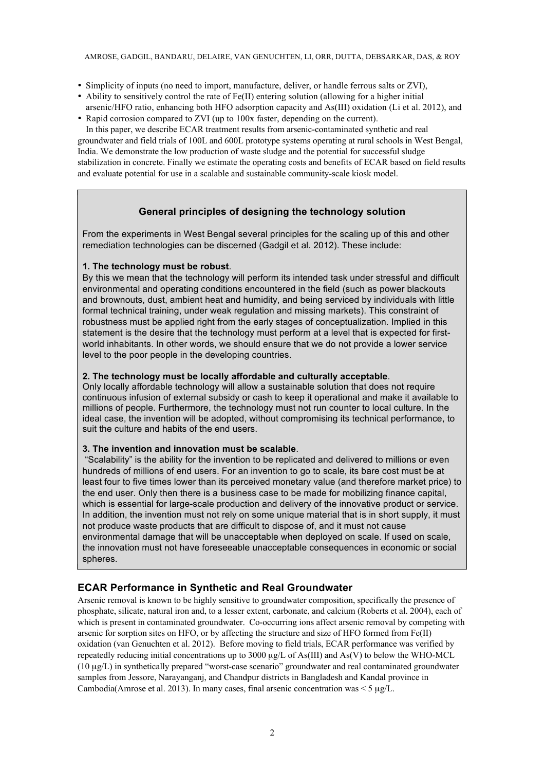- Simplicity of inputs (no need to import, manufacture, deliver, or handle ferrous salts or ZVI),
- Ability to sensitively control the rate of Fe(II) entering solution (allowing for a higher initial arsenic/HFO ratio, enhancing both HFO adsorption capacity and As(III) oxidation (Li et al. 2012), and
- Rapid corrosion compared to ZVI (up to 100x faster, depending on the current).

In this paper, we describe ECAR treatment results from arsenic-contaminated synthetic and real groundwater and field trials of 100L and 600L prototype systems operating at rural schools in West Bengal, India. We demonstrate the low production of waste sludge and the potential for successful sludge stabilization in concrete. Finally we estimate the operating costs and benefits of ECAR based on field results and evaluate potential for use in a scalable and sustainable community-scale kiosk model.

> **General principles of designing the technology solution**
>
> From the experiments in West Bengal several principles for the scaling up of this and other remediation technologies can be discerned (Gadgil et al. 2012). These include:
>
> **1. The technology must be robust**.
> By this we mean that the technology will perform its intended task under stressful and difficult environmental and operating conditions encountered in the field (such as power blackouts and brownouts, dust, ambient heat and humidity, and being serviced by individuals with little formal technical training, under weak regulation and missing markets). This constraint of robustness must be applied right from the early stages of conceptualization. Implied in this statement is the desire that the technology must perform at a level that is expected for first-world inhabitants. In other words, we should ensure that we do not provide a lower service level to the poor people in the developing countries.
>
> **2. The technology must be locally affordable and culturally acceptable**.
> Only locally affordable technology will allow a sustainable solution that does not require continuous infusion of external subsidy or cash to keep it operational and make it available to millions of people. Furthermore, the technology must not run counter to local culture. In the ideal case, the invention will be adopted, without compromising its technical performance, to suit the culture and habits of the end users.
>
> **3. The invention and innovation must be scalable**.
> "Scalability" is the ability for the invention to be replicated and delivered to millions or even hundreds of millions of end users. For an invention to go to scale, its bare cost must be at least four to five times lower than its perceived monetary value (and therefore market price) to the end user. Only then there is a business case to be made for mobilizing finance capital, which is essential for large-scale production and delivery of the innovative product or service. In addition, the invention must not rely on some unique material that is in short supply, it must not produce waste products that are difficult to dispose of, and it must not cause environmental damage that will be unacceptable when deployed on scale. If used on scale, the innovation must not have foreseeable unacceptable consequences in economic or social spheres.

## ECAR Performance in Synthetic and Real Groundwater

Arsenic removal is known to be highly sensitive to groundwater composition, specifically the presence of phosphate, silicate, natural iron and, to a lesser extent, carbonate, and calcium (Roberts et al. 2004), each of which is present in contaminated groundwater. Co-occurring ions affect arsenic removal by competing with arsenic for sorption sites on HFO, or by affecting the structure and size of HFO formed from Fe(II) oxidation (van Genuchten et al. 2012). Before moving to field trials, ECAR performance was verified by repeatedly reducing initial concentrations up to 3000 μg/L of As(III) and As(V) to below the WHO-MCL (10 μg/L) in synthetically prepared "worst-case scenario" groundwater and real contaminated groundwater samples from Jessore, Narayanganj, and Chandpur districts in Bangladesh and Kandal province in Cambodia(Amrose et al. 2013). In many cases, final arsenic concentration was < 5 μg/L.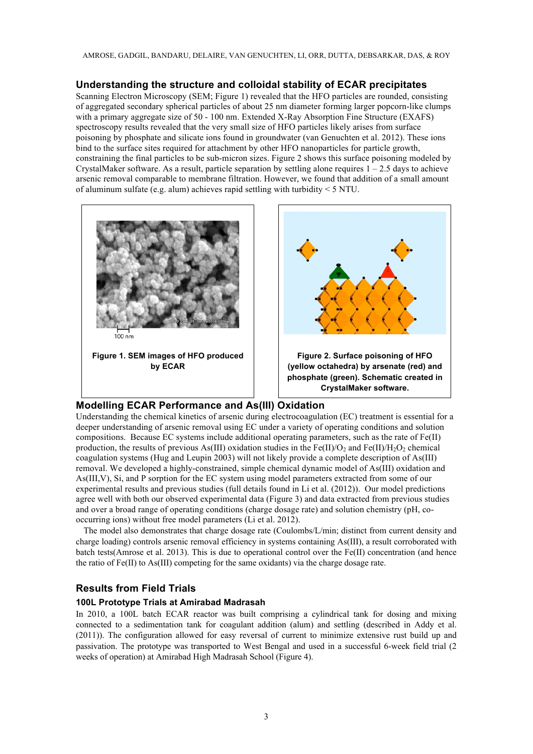## Understanding the structure and colloidal stability of ECAR precipitates

Scanning Electron Microscopy (SEM; Figure 1) revealed that the HFO particles are rounded, consisting of aggregated secondary spherical particles of about 25 nm diameter forming larger popcorn-like clumps with a primary aggregate size of 50 - 100 nm. Extended X-Ray Absorption Fine Structure (EXAFS) spectroscopy results revealed that the very small size of HFO particles likely arises from surface poisoning by phosphate and silicate ions found in groundwater (van Genuchten et al. 2012). These ions bind to the surface sites required for attachment by other HFO nanoparticles for particle growth, constraining the final particles to be sub-micron sizes. Figure 2 shows this surface poisoning modeled by CrystalMaker software. As a result, particle separation by settling alone requires 1 – 2.5 days to achieve arsenic removal comparable to membrane filtration. However, we found that addition of a small amount of aluminum sulfate (e.g. alum) achieves rapid settling with turbidity < 5 NTU.

**Figure 1. SEM images of HFO produced by ECAR**

**Figure 2. Surface poisoning of HFO (yellow octahedra) by arsenate (red) and phosphate (green). Schematic created in CrystalMaker software.**

## Modelling ECAR Performance and As(III) Oxidation

Understanding the chemical kinetics of arsenic during electrocoagulation (EC) treatment is essential for a deeper understanding of arsenic removal using EC under a variety of operating conditions and solution compositions. Because EC systems include additional operating parameters, such as the rate of Fe(II) production, the results of previous As(III) oxidation studies in the Fe(II)/$O_2$ and Fe(II)/$H_2O_2$ chemical coagulation systems (Hug and Leupin 2003) will not likely provide a complete description of As(III) removal. We developed a highly-constrained, simple chemical dynamic model of As(III) oxidation and As(III,V), Si, and P sorption for the EC system using model parameters extracted from some of our experimental results and previous studies (full details found in Li et al. (2012)). Our model predictions agree well with both our observed experimental data (Figure 3) and data extracted from previous studies and over a broad range of operating conditions (charge dosage rate) and solution chemistry (pH, co-occurring ions) without free model parameters (Li et al. 2012).

The model also demonstrates that charge dosage rate (Coulombs/L/min; distinct from current density and charge loading) controls arsenic removal efficiency in systems containing As(III), a result corroborated with batch tests(Amrose et al. 2013). This is due to operational control over the Fe(II) concentration (and hence the ratio of Fe(II) to As(III) competing for the same oxidants) via the charge dosage rate.

## Results from Field Trials

### 100L Prototype Trials at Amirabad Madrasah

In 2010, a 100L batch ECAR reactor was built comprising a cylindrical tank for dosing and mixing connected to a sedimentation tank for coagulant addition (alum) and settling (described in Addy et al. (2011)). The configuration allowed for easy reversal of current to minimize extensive rust build up and passivation. The prototype was transported to West Bengal and used in a successful 6-week field trial (2 weeks of operation) at Amirabad High Madrasah School (Figure 4).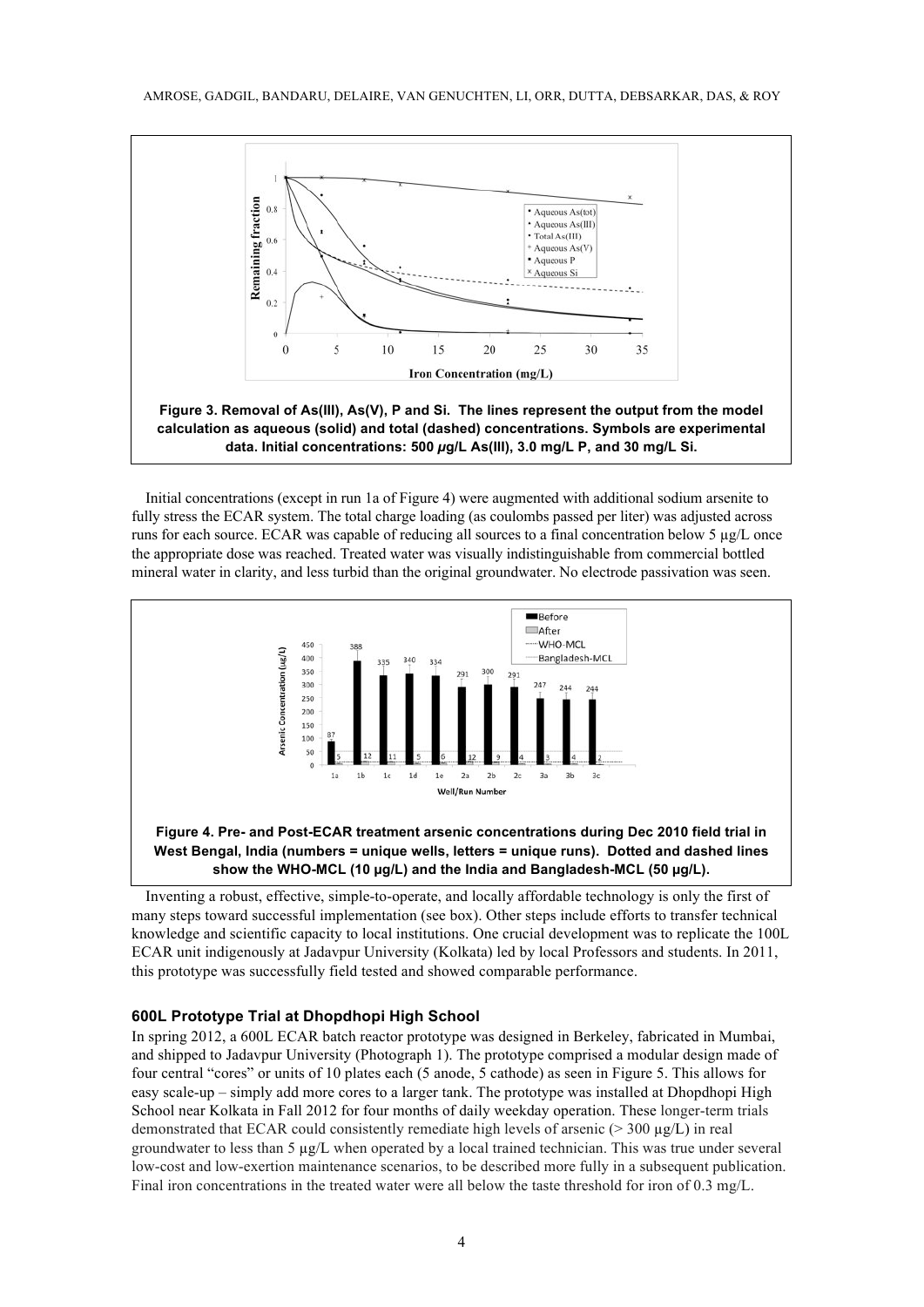**Figure 3. Removal of As(III), As(V), P and Si. The lines represent the output from the model calculation as aqueous (solid) and total (dashed) concentrations. Symbols are experimental data. Initial concentrations: 500 $\mu$g/L As(III), 3.0 mg/L P, and 30 mg/L Si.**

Initial concentrations (except in run 1a of Figure 4) were augmented with additional sodium arsenite to fully stress the ECAR system. The total charge loading (as coulombs passed per liter) was adjusted across runs for each source. ECAR was capable of reducing all sources to a final concentration below 5 µg/L once the appropriate dose was reached. Treated water was visually indistinguishable from commercial bottled mineral water in clarity, and less turbid than the original groundwater. No electrode passivation was seen.

**Figure 4. Pre- and Post-ECAR treatment arsenic concentrations during Dec 2010 field trial in West Bengal, India (numbers = unique wells, letters = unique runs). Dotted and dashed lines show the WHO-MCL (10 µg/L) and the India and Bangladesh-MCL (50 µg/L).**

Inventing a robust, effective, simple-to-operate, and locally affordable technology is only the first of many steps toward successful implementation (see box). Other steps include efforts to transfer technical knowledge and scientific capacity to local institutions. One crucial development was to replicate the 100L ECAR unit indigenously at Jadavpur University (Kolkata) led by local Professors and students. In 2011, this prototype was successfully field tested and showed comparable performance.

### 600L Prototype Trial at Dhopdhopi High School

In spring 2012, a 600L ECAR batch reactor prototype was designed in Berkeley, fabricated in Mumbai, and shipped to Jadavpur University (Photograph 1). The prototype comprised a modular design made of four central "cores" or units of 10 plates each (5 anode, 5 cathode) as seen in Figure 5. This allows for easy scale-up – simply add more cores to a larger tank. The prototype was installed at Dhopdhopi High School near Kolkata in Fall 2012 for four months of daily weekday operation. These longer-term trials demonstrated that ECAR could consistently remediate high levels of arsenic (> 300 µg/L) in real groundwater to less than 5 µg/L when operated by a local trained technician. This was true under several low-cost and low-exertion maintenance scenarios, to be described more fully in a subsequent publication. Final iron concentrations in the treated water were all below the taste threshold for iron of 0.3 mg/L.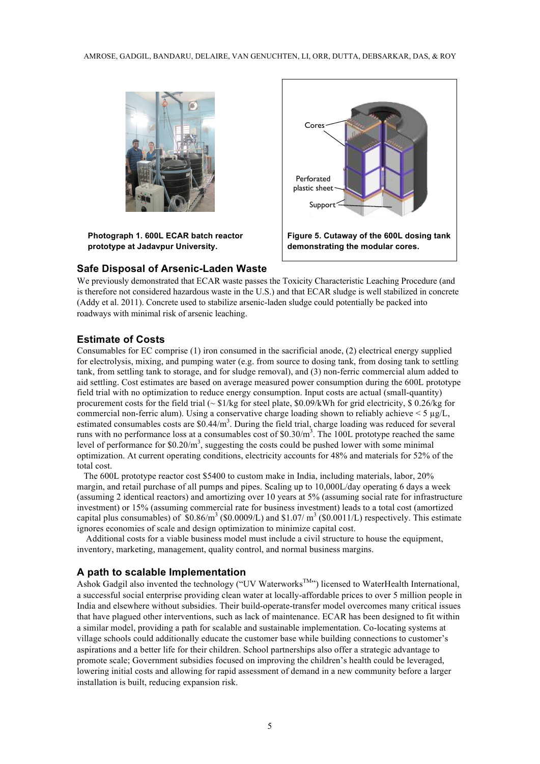**Photograph 1. 600L ECAR batch reactor prototype at Jadavpur University.**

**Figure 5. Cutaway of the 600L dosing tank demonstrating the modular cores.**

## Safe Disposal of Arsenic-Laden Waste

We previously demonstrated that ECAR waste passes the Toxicity Characteristic Leaching Procedure (and is therefore not considered hazardous waste in the U.S.) and that ECAR sludge is well stabilized in concrete (Addy et al. 2011). Concrete used to stabilize arsenic-laden sludge could potentially be packed into roadways with minimal risk of arsenic leaching.

## Estimate of Costs

Consumables for EC comprise (1) iron consumed in the sacrificial anode, (2) electrical energy supplied for electrolysis, mixing, and pumping water (e.g. from source to dosing tank, from dosing tank to settling tank, from settling tank to storage, and for sludge removal), and (3) non-ferric commercial alum added to aid settling. Cost estimates are based on average measured power consumption during the 600L prototype field trial with no optimization to reduce energy consumption. Input costs are actual (small-quantity) procurement costs for the field trial (~ \$1/kg for steel plate, \$0.09/kWh for grid electricity, \$ 0.26/kg for commercial non-ferric alum). Using a conservative charge loading shown to reliably achieve < 5 µg/L, estimated consumables costs are \$0.44/m$^3$. During the field trial, charge loading was reduced for several runs with no performance loss at a consumables cost of \$0.30/m$^3$. The 100L prototype reached the same level of performance for \$0.20/m$^3$, suggesting the costs could be pushed lower with some minimal optimization. At current operating conditions, electricity accounts for 48% and materials for 52% of the total cost.

The 600L prototype reactor cost \$5400 to custom make in India, including materials, labor, 20% margin, and retail purchase of all pumps and pipes. Scaling up to 10,000L/day operating 6 days a week (assuming 2 identical reactors) and amortizing over 10 years at 5% (assuming social rate for infrastructure investment) or 15% (assuming commercial rate for business investment) leads to a total cost (amortized capital plus consumables) of \$0.86/m$^3$ (\$0.0009/L) and \$1.07/ m$^3$ (\$0.0011/L) respectively. This estimate ignores economies of scale and design optimization to minimize capital cost.

Additional costs for a viable business model must include a civil structure to house the equipment, inventory, marketing, management, quality control, and normal business margins.

## A path to scalable Implementation

Ashok Gadgil also invented the technology ("UV Waterworks™") licensed to WaterHealth International, a successful social enterprise providing clean water at locally-affordable prices to over 5 million people in India and elsewhere without subsidies. Their build-operate-transfer model overcomes many critical issues that have plagued other interventions, such as lack of maintenance. ECAR has been designed to fit within a similar model, providing a path for scalable and sustainable implementation. Co-locating systems at village schools could additionally educate the customer base while building connections to customer's aspirations and a better life for their children. School partnerships also offer a strategic advantage to promote scale; Government subsidies focused on improving the children's health could be leveraged, lowering initial costs and allowing for rapid assessment of demand in a new community before a larger installation is built, reducing expansion risk.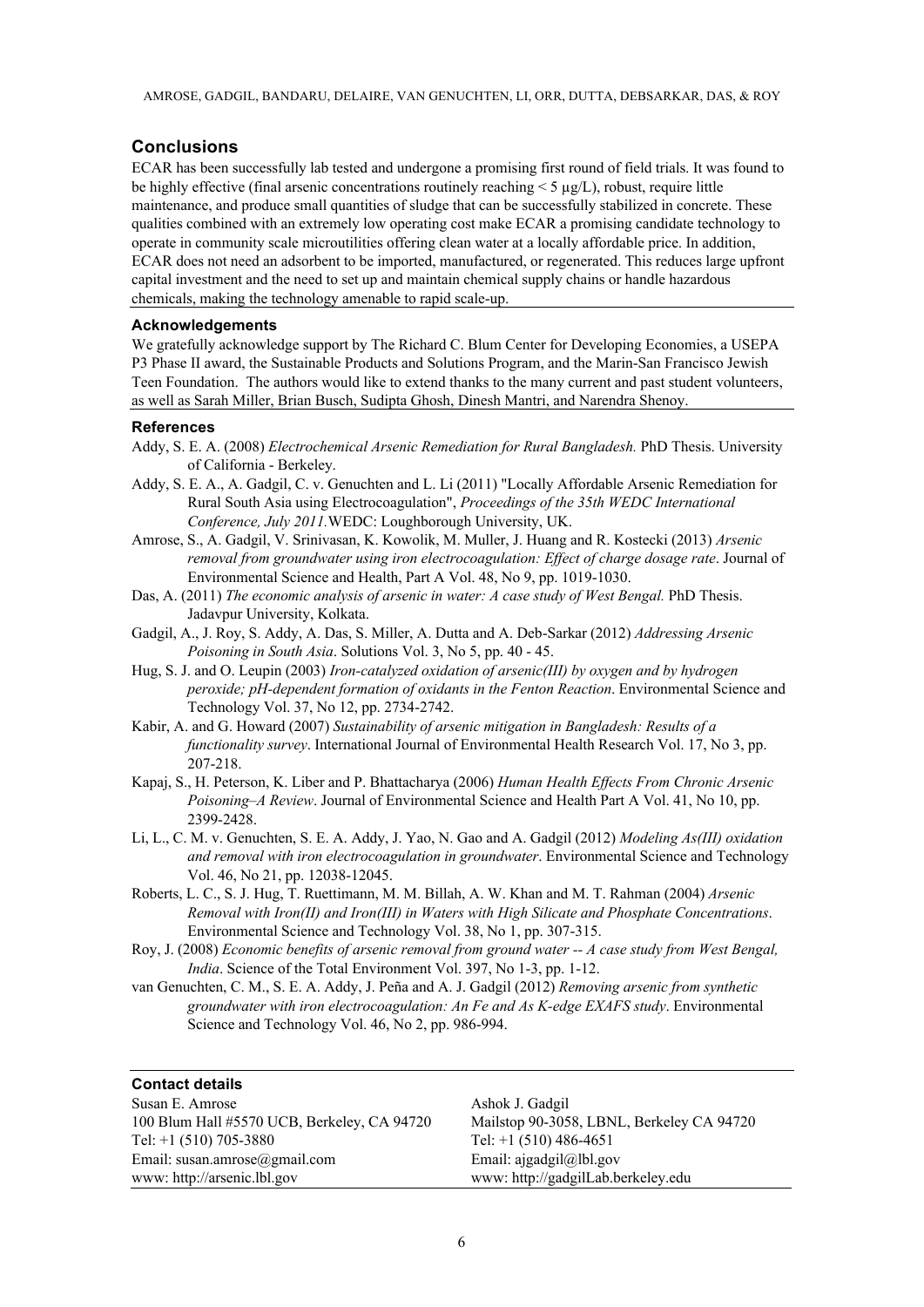## Conclusions

ECAR has been successfully lab tested and undergone a promising first round of field trials. It was found to be highly effective (final arsenic concentrations routinely reaching < 5 µg/L), robust, require little maintenance, and produce small quantities of sludge that can be successfully stabilized in concrete. These qualities combined with an extremely low operating cost make ECAR a promising candidate technology to operate in community scale microutilities offering clean water at a locally affordable price. In addition, ECAR does not need an adsorbent to be imported, manufactured, or regenerated. This reduces large upfront capital investment and the need to set up and maintain chemical supply chains or handle hazardous chemicals, making the technology amenable to rapid scale-up.

### Acknowledgements

We gratefully acknowledge support by The Richard C. Blum Center for Developing Economies, a USEPA P3 Phase II award, the Sustainable Products and Solutions Program, and the Marin-San Francisco Jewish Teen Foundation. The authors would like to extend thanks to the many current and past student volunteers, as well as Sarah Miller, Brian Busch, Sudipta Ghosh, Dinesh Mantri, and Narendra Shenoy.

### References

Addy, S. E. A. (2008) *Electrochemical Arsenic Remediation for Rural Bangladesh.* PhD Thesis. University of California - Berkeley.

Addy, S. E. A., A. Gadgil, C. v. Genuchten and L. Li (2011) "Locally Affordable Arsenic Remediation for Rural South Asia using Electrocoagulation", *Proceedings of the 35th WEDC International Conference, July 2011.*WEDC: Loughborough University, UK.

Amrose, S., A. Gadgil, V. Srinivasan, K. Kowolik, M. Muller, J. Huang and R. Kostecki (2013) *Arsenic removal from groundwater using iron electrocoagulation: Effect of charge dosage rate*. Journal of Environmental Science and Health, Part A Vol. 48, No 9, pp. 1019-1030.

Das, A. (2011) *The economic analysis of arsenic in water: A case study of West Bengal.* PhD Thesis. Jadavpur University, Kolkata.

Gadgil, A., J. Roy, S. Addy, A. Das, S. Miller, A. Dutta and A. Deb-Sarkar (2012) *Addressing Arsenic Poisoning in South Asia*. Solutions Vol. 3, No 5, pp. 40 - 45.

Hug, S. J. and O. Leupin (2003) *Iron-catalyzed oxidation of arsenic(III) by oxygen and by hydrogen peroxide; pH-dependent formation of oxidants in the Fenton Reaction*. Environmental Science and Technology Vol. 37, No 12, pp. 2734-2742.

Kabir, A. and G. Howard (2007) *Sustainability of arsenic mitigation in Bangladesh: Results of a functionality survey*. International Journal of Environmental Health Research Vol. 17, No 3, pp. 207-218.

Kapaj, S., H. Peterson, K. Liber and P. Bhattacharya (2006) *Human Health Effects From Chronic Arsenic Poisoning–A Review*. Journal of Environmental Science and Health Part A Vol. 41, No 10, pp. 2399-2428.

Li, L., C. M. v. Genuchten, S. E. A. Addy, J. Yao, N. Gao and A. Gadgil (2012) *Modeling As(III) oxidation and removal with iron electrocoagulation in groundwater*. Environmental Science and Technology Vol. 46, No 21, pp. 12038-12045.

Roberts, L. C., S. J. Hug, T. Ruettimann, M. M. Billah, A. W. Khan and M. T. Rahman (2004) *Arsenic Removal with Iron(II) and Iron(III) in Waters with High Silicate and Phosphate Concentrations*. Environmental Science and Technology Vol. 38, No 1, pp. 307-315.

Roy, J. (2008) *Economic benefits of arsenic removal from ground water -- A case study from West Bengal, India*. Science of the Total Environment Vol. 397, No 1-3, pp. 1-12.

van Genuchten, C. M., S. E. A. Addy, J. Peña and A. J. Gadgil (2012) *Removing arsenic from synthetic groundwater with iron electrocoagulation: An Fe and As K-edge EXAFS study*. Environmental Science and Technology Vol. 46, No 2, pp. 986-994.

### Contact details

Susan E. Amrose
100 Blum Hall #5570 UCB, Berkeley, CA 94720
Tel: +1 (510) 705-3880
Email: susan.amrose@gmail.com
www: http://arsenic.lbl.gov

Ashok J. Gadgil
Mailstop 90-3058, LBNL, Berkeley CA 94720
Tel: +1 (510) 486-4651
Email: ajgadgil@lbl.gov
www: http://gadgilLab.berkeley.edu